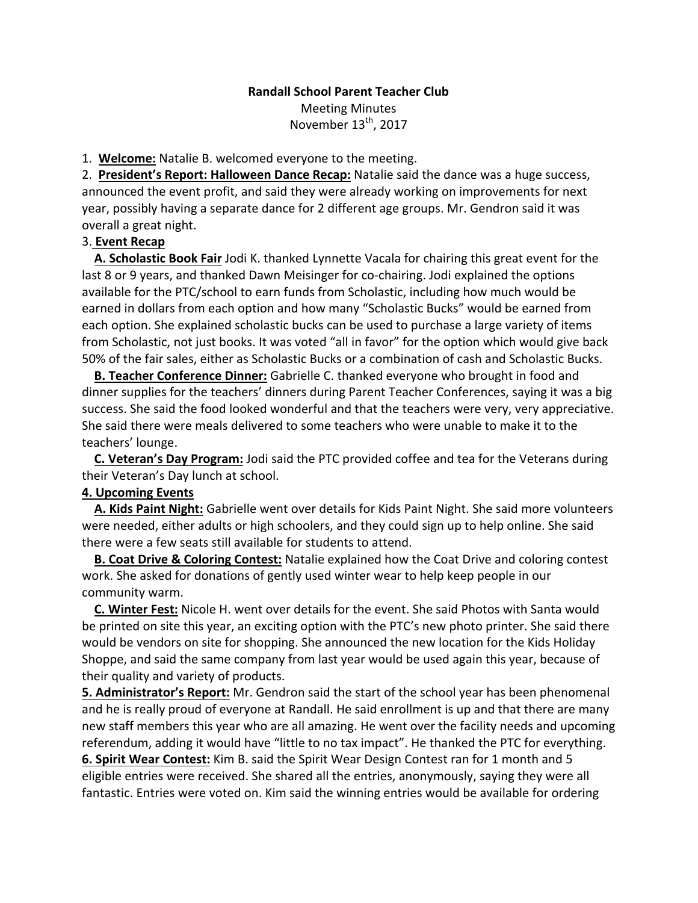**Randall School Parent Teacher Club**

Meeting Minutes

November 13th, 2017

1. **Welcome:** Natalie B. welcomed everyone to the meeting.
2. **President's Report: Halloween Dance Recap:** Natalie said the dance was a huge success, announced the event profit, and said they were already working on improvements for next year, possibly having a separate dance for 2 different age groups. Mr. Gendron said it was overall a great night.
3. **Event Recap**

   **A. Scholastic Book Fair** Jodi K. thanked Lynnette Vacala for chairing this great event for the last 8 or 9 years, and thanked Dawn Meisinger for co-chairing. Jodi explained the options available for the PTC/school to earn funds from Scholastic, including how much would be earned in dollars from each option and how many "Scholastic Bucks" would be earned from each option. She explained scholastic bucks can be used to purchase a large variety of items from Scholastic, not just books. It was voted "all in favor" for the option which would give back 50% of the fair sales, either as Scholastic Bucks or a combination of cash and Scholastic Bucks.

   **B. Teacher Conference Dinner:** Gabrielle C. thanked everyone who brought in food and dinner supplies for the teachers' dinners during Parent Teacher Conferences, saying it was a big success. She said the food looked wonderful and that the teachers were very, very appreciative. She said there were meals delivered to some teachers who were unable to make it to the teachers' lounge.

   **C. Veteran's Day Program:** Jodi said the PTC provided coffee and tea for the Veterans during their Veteran's Day lunch at school.

**4. Upcoming Events**

   **A. Kids Paint Night:** Gabrielle went over details for Kids Paint Night. She said more volunteers were needed, either adults or high schoolers, and they could sign up to help online. She said there were a few seats still available for students to attend.

   **B. Coat Drive & Coloring Contest:** Natalie explained how the Coat Drive and coloring contest work. She asked for donations of gently used winter wear to help keep people in our community warm.

   **C. Winter Fest:** Nicole H. went over details for the event. She said Photos with Santa would be printed on site this year, an exciting option with the PTC's new photo printer. She said there would be vendors on site for shopping. She announced the new location for the Kids Holiday Shoppe, and said the same company from last year would be used again this year, because of their quality and variety of products.

**5. Administrator's Report:** Mr. Gendron said the start of the school year has been phenomenal and he is really proud of everyone at Randall. He said enrollment is up and that there are many new staff members this year who are all amazing. He went over the facility needs and upcoming referendum, adding it would have "little to no tax impact". He thanked the PTC for everything.

**6. Spirit Wear Contest:** Kim B. said the Spirit Wear Design Contest ran for 1 month and 5 eligible entries were received. She shared all the entries, anonymously, saying they were all fantastic. Entries were voted on. Kim said the winning entries would be available for ordering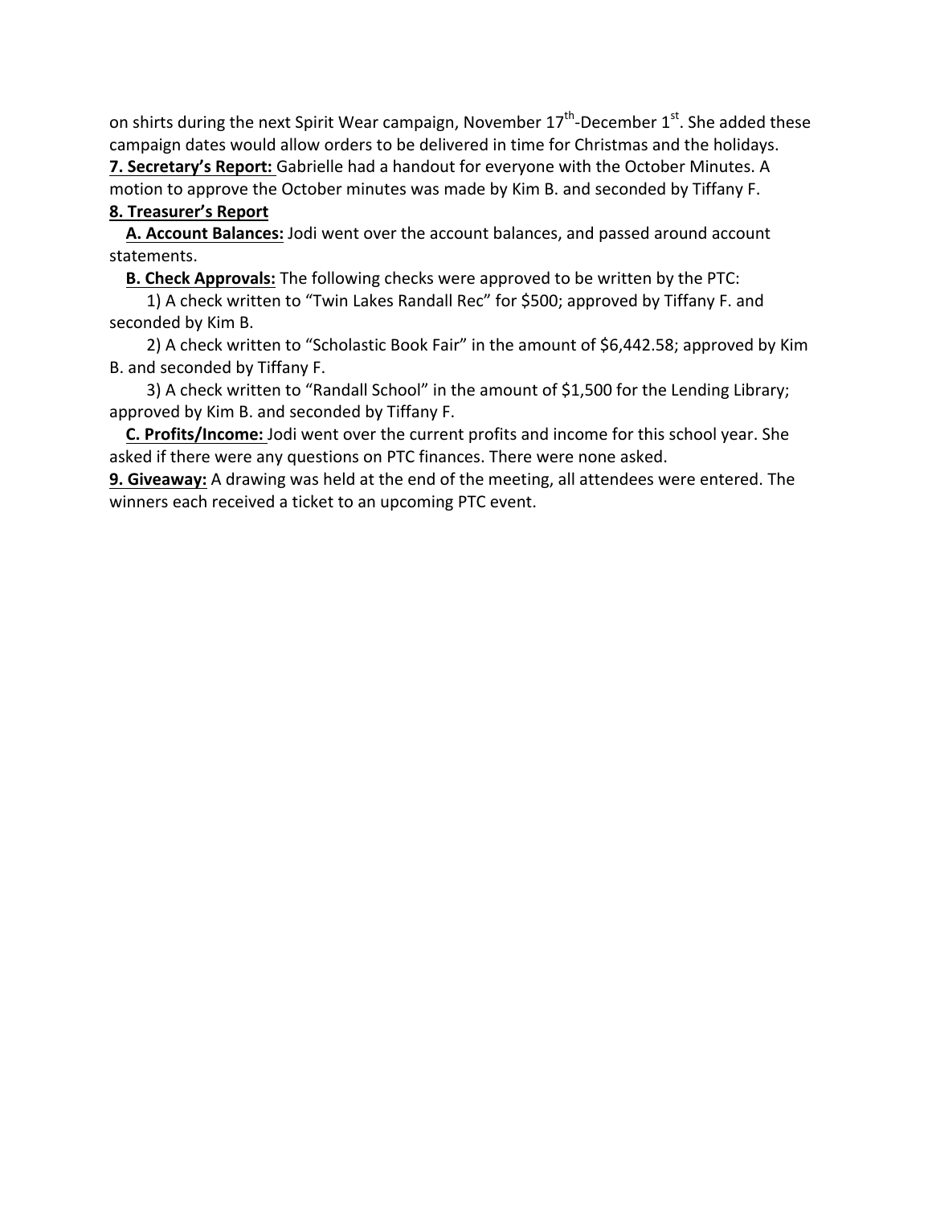on shirts during the next Spirit Wear campaign, November $17^{th}$-December $1^{st}$. She added these campaign dates would allow orders to be delivered in time for Christmas and the holidays.

**7. Secretary's Report:** Gabrielle had a handout for everyone with the October Minutes. A motion to approve the October minutes was made by Kim B. and seconded by Tiffany F.

**8. Treasurer's Report**

**A. Account Balances:** Jodi went over the account balances, and passed around account statements.

**B. Check Approvals:** The following checks were approved to be written by the PTC:

1) A check written to "Twin Lakes Randall Rec" for $500; approved by Tiffany F. and seconded by Kim B.

2) A check written to "Scholastic Book Fair" in the amount of $6,442.58; approved by Kim B. and seconded by Tiffany F.

3) A check written to "Randall School" in the amount of $1,500 for the Lending Library; approved by Kim B. and seconded by Tiffany F.

**C. Profits/Income:** Jodi went over the current profits and income for this school year. She asked if there were any questions on PTC finances. There were none asked.

**9. Giveaway:** A drawing was held at the end of the meeting, all attendees were entered. The winners each received a ticket to an upcoming PTC event.